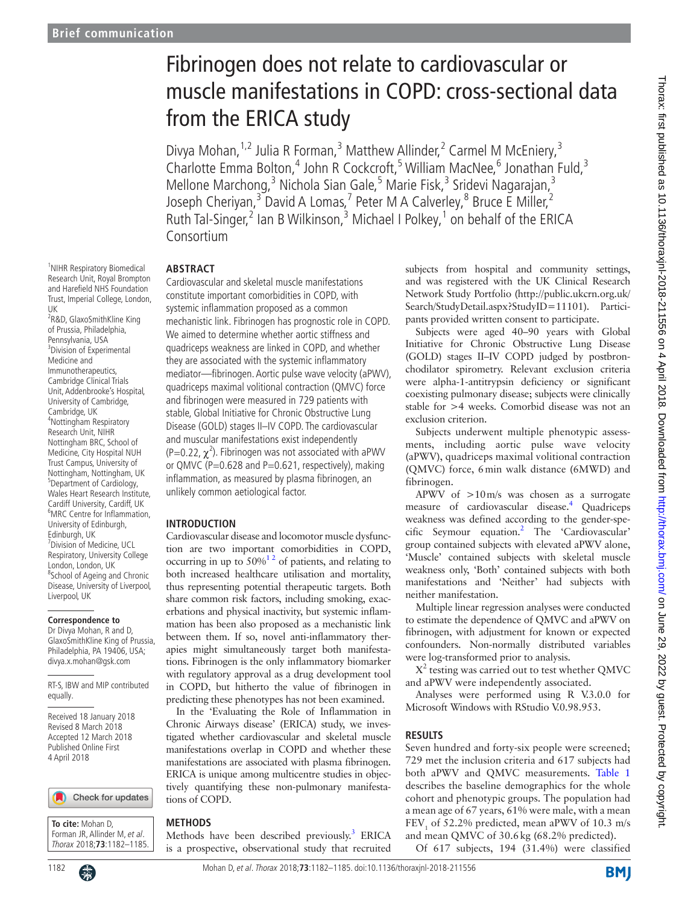Brief communication

# Fibrinogen does not relate to cardiovascular or muscle manifestations in COPD: cross-sectional data from the ERICA study

Divya Mohan,[1,2] Julia R Forman,[3] Matthew Allinder,[2] Carmel M McEniery,[3] Charlotte Emma Bolton,[4] John R Cockcroft,[5] William MacNee,[6] Jonathan Fuld,[3] Mellone Marchong,[3] Nichola Sian Gale,[5] Marie Fisk,[3] Sridevi Nagarajan,[3] Joseph Cheriyan,[3] David A Lomas,[7] Peter M A Calverley,[8] Bruce E Miller,[2] Ruth Tal-Singer,[2] Ian B Wilkinson,[3] Michael I Polkey,[1] on behalf of the ERICA Consortium

[1]NIHR Respiratory Biomedical Research Unit, Royal Brompton and Harefield NHS Foundation Trust, Imperial College, London, UK
[2]R&D, GlaxoSmithKline King of Prussia, Philadelphia, Pennsylvania, USA
[3]Division of Experimental Medicine and Immunotherapeutics, Cambridge Clinical Trials Unit, Addenbrooke's Hospital, University of Cambridge, Cambridge, UK
[4]Nottingham Respiratory Research Unit, NIHR Nottingham BRC, School of Medicine, City Hospital NUH Trust Campus, University of Nottingham, Nottingham, UK
[5]Department of Cardiology, Wales Heart Research Institute, Cardiff University, Cardiff, UK
[6]MRC Centre for Inflammation, University of Edinburgh, Edinburgh, UK
[7]Division of Medicine, UCL Respiratory, University College London, London, UK
[8]School of Ageing and Chronic Disease, University of Liverpool, Liverpool, UK

**Correspondence to**
Dr Divya Mohan, R and D, GlaxoSmithKline King of Prussia, Philadelphia, PA 19406, USA; divya.x.mohan@gsk.com

RT-S, IBW and MIP contributed equally.

Received 18 January 2018
Revised 8 March 2018
Accepted 12 March 2018
Published Online First 4 April 2018

**To cite:** Mohan D, Forman JR, Allinder M, *et al. Thorax* 2018;**73**:1182–1185.

## ABSTRACT

Cardiovascular and skeletal muscle manifestations constitute important comorbidities in COPD, with systemic inflammation proposed as a common mechanistic link. Fibrinogen has prognostic role in COPD. We aimed to determine whether aortic stiffness and quadriceps weakness are linked in COPD, and whether they are associated with the systemic inflammatory mediator—fibrinogen. Aortic pulse wave velocity (aPWV), quadriceps maximal volitional contraction (QMVC) force and fibrinogen were measured in 729 patients with stable, Global Initiative for Chronic Obstructive Lung Disease (GOLD) stages II–IV COPD. The cardiovascular and muscular manifestations exist independently ($P=0.22$, $\chi^2$). Fibrinogen was not associated with aPWV or QMVC ($P=0.628$ and $P=0.621$, respectively), making inflammation, as measured by plasma fibrinogen, an unlikely common aetiological factor.

## INTRODUCTION

Cardiovascular disease and locomotor muscle dysfunction are two important comorbidities in COPD, occurring in up to 50%[1,2] of patients, and relating to both increased healthcare utilisation and mortality, thus representing potential therapeutic targets. Both share common risk factors, including smoking, exacerbations and physical inactivity, but systemic inflammation has been also proposed as a mechanistic link between them. If so, novel anti-inflammatory therapies might simultaneously target both manifestations. Fibrinogen is the only inflammatory biomarker with regulatory approval as a drug development tool in COPD, but hitherto the value of fibrinogen in predicting these phenotypes has not been examined.

In the 'Evaluating the Role of Inflammation in Chronic Airways disease' (ERICA) study, we investigated whether cardiovascular and skeletal muscle manifestations overlap in COPD and whether these manifestations are associated with plasma fibrinogen. ERICA is unique among multicentre studies in objectively quantifying these non-pulmonary manifestations of COPD.

## METHODS

Methods have been described previously.[3] ERICA is a prospective, observational study that recruited subjects from hospital and community settings, and was registered with the UK Clinical Research Network Study Portfolio (http://public.ukcrn.org.uk/Search/StudyDetail.aspx?StudyID=11101). Participants provided written consent to participate.

Subjects were aged 40–90 years with Global Initiative for Chronic Obstructive Lung Disease (GOLD) stages II–IV COPD judged by postbronchodilator spirometry. Relevant exclusion criteria were alpha-1-antitrypsin deficiency or significant coexisting pulmonary disease; subjects were clinically stable for >4 weeks. Comorbid disease was not an exclusion criterion.

Subjects underwent multiple phenotypic assessments, including aortic pulse wave velocity (aPWV), quadriceps maximal volitional contraction (QMVC) force, 6 min walk distance (6MWD) and fibrinogen.

APWV of >10 m/s was chosen as a surrogate measure of cardiovascular disease.[4] Quadriceps weakness was defined according to the gender-specific Seymour equation.[2] The 'Cardiovascular' group contained subjects with elevated aPWV alone, 'Muscle' contained subjects with skeletal muscle weakness only, 'Both' contained subjects with both manifestations and 'Neither' had subjects with neither manifestation.

Multiple linear regression analyses were conducted to estimate the dependence of QMVC and aPWV on fibrinogen, with adjustment for known or expected confounders. Non-normally distributed variables were log-transformed prior to analysis.

$X^2$ testing was carried out to test whether QMVC and aPWV were independently associated.

Analyses were performed using R V.3.0.0 for Microsoft Windows with RStudio V.0.98.953.

## RESULTS

Seven hundred and forty-six people were screened; 729 met the inclusion criteria and 617 subjects had both aPWV and QMVC measurements. Table 1 describes the baseline demographics for the whole cohort and phenotypic groups. The population had a mean age of 67 years, 61% were male, with a mean $FEV_1$ of 52.2% predicted, mean aPWV of 10.3 m/s and mean QMVC of 30.6 kg (68.2% predicted).

Of 617 subjects, 194 (31.4%) were classified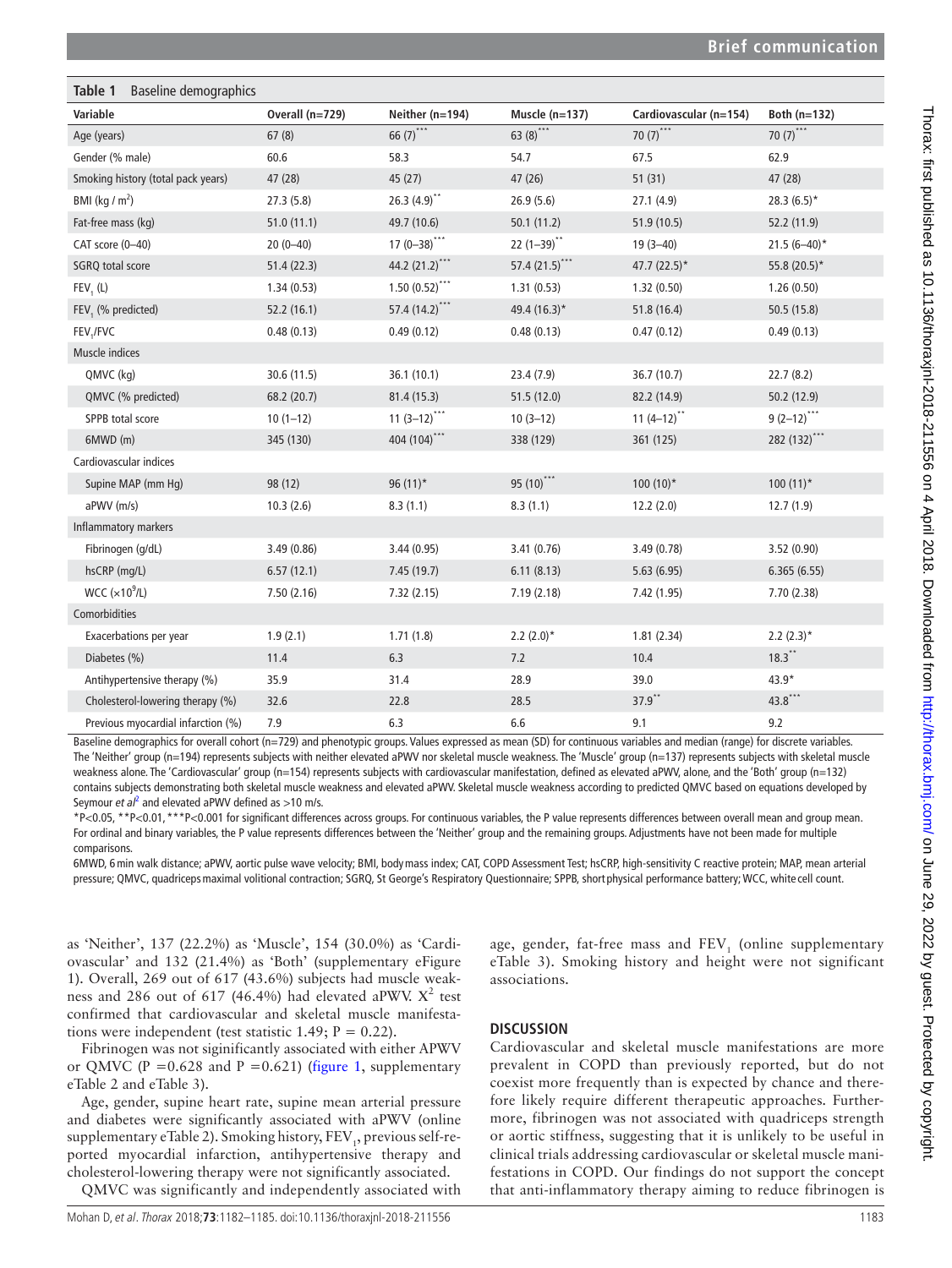**Table 1** Baseline demographics

| Variable | Overall (n=729) | Neither (n=194) | Muscle (n=137) | Cardiovascular (n=154) | Both (n=132) |
|---|---|---|---|---|---|
| Age (years) | 67 (8) | 66 (7)*** | 63 (8)*** | 70 (7)*** | 70 (7)*** |
| Gender (% male) | 60.6 | 58.3 | 54.7 | 67.5 | 62.9 |
| Smoking history (total pack years) | 47 (28) | 45 (27) | 47 (26) | 51 (31) | 47 (28) |
| BMI (kg / $m^2$) | 27.3 (5.8) | 26.3 (4.9)** | 26.9 (5.6) | 27.1 (4.9) | 28.3 (6.5)* |
| Fat-free mass (kg) | 51.0 (11.1) | 49.7 (10.6) | 50.1 (11.2) | 51.9 (10.5) | 52.2 (11.9) |
| CAT score (0–40) | 20 (0–40) | 17 (0–38)*** | 22 (1–39)** | 19 (3–40) | 21.5 (6–40)* |
| SGRQ total score | 51.4 (22.3) | 44.2 (21.2)*** | 57.4 (21.5)*** | 47.7 (22.5)* | 55.8 (20.5)* |
| $FEV_1$ (L) | 1.34 (0.53) | 1.50 (0.52)*** | 1.31 (0.53) | 1.32 (0.50) | 1.26 (0.50) |
| $FEV_1$ (% predicted) | 52.2 (16.1) | 57.4 (14.2)*** | 49.4 (16.3)* | 51.8 (16.4) | 50.5 (15.8) |
| $FEV_1$/FVC | 0.48 (0.13) | 0.49 (0.12) | 0.48 (0.13) | 0.47 (0.12) | 0.49 (0.13) |
| Muscle indices | | | | | |
| QMVC (kg) | 30.6 (11.5) | 36.1 (10.1) | 23.4 (7.9) | 36.7 (10.7) | 22.7 (8.2) |
| QMVC (% predicted) | 68.2 (20.7) | 81.4 (15.3) | 51.5 (12.0) | 82.2 (14.9) | 50.2 (12.9) |
| SPPB total score | 10 (1–12) | 11 (3–12)*** | 10 (3–12) | 11 (4–12)** | 9 (2–12)*** |
| 6MWD (m) | 345 (130) | 404 (104)*** | 338 (129) | 361 (125) | 282 (132)*** |
| Cardiovascular indices | | | | | |
| Supine MAP (mm Hg) | 98 (12) | 96 (11)* | 95 (10)*** | 100 (10)* | 100 (11)* |
| aPWV (m/s) | 10.3 (2.6) | 8.3 (1.1) | 8.3 (1.1) | 12.2 (2.0) | 12.7 (1.9) |
| Inflammatory markers | | | | | |
| Fibrinogen (g/dL) | 3.49 (0.86) | 3.44 (0.95) | 3.41 (0.76) | 3.49 (0.78) | 3.52 (0.90) |
| hsCRP (mg/L) | 6.57 (12.1) | 7.45 (19.7) | 6.11 (8.13) | 5.63 (6.95) | 6.365 (6.55) |
| WCC ($\times10^9$/L) | 7.50 (2.16) | 7.32 (2.15) | 7.19 (2.18) | 7.42 (1.95) | 7.70 (2.38) |
| Comorbidities | | | | | |
| Exacerbations per year | 1.9 (2.1) | 1.71 (1.8) | 2.2 (2.0)* | 1.81 (2.34) | 2.2 (2.3)* |
| Diabetes (%) | 11.4 | 6.3 | 7.2 | 10.4 | 18.3** |
| Antihypertensive therapy (%) | 35.9 | 31.4 | 28.9 | 39.0 | 43.9* |
| Cholesterol-lowering therapy (%) | 32.6 | 22.8 | 28.5 | 37.9** | 43.8*** |
| Previous myocardial infarction (%) | 7.9 | 6.3 | 6.6 | 9.1 | 9.2 |

Baseline demographics for overall cohort (n=729) and phenotypic groups. Values expressed as mean (SD) for continuous variables and median (range) for discrete variables. The 'Neither' group (n=194) represents subjects with neither elevated aPWV nor skeletal muscle weakness. The 'Muscle' group (n=137) represents subjects with skeletal muscle weakness alone. The 'Cardiovascular' group (n=154) represents subjects with cardiovascular manifestation, defined as elevated aPWV, alone, and the 'Both' group (n=132) contains subjects demonstrating both skeletal muscle weakness and elevated aPWV. Skeletal muscle weakness according to predicted QMVC based on equations developed by Seymour *et al*[2] and elevated aPWV defined as >10 m/s.

*P<0.05, **P<0.01, ***P<0.001 for significant differences across groups. For continuous variables, the P value represents differences between overall mean and group mean. For ordinal and binary variables, the P value represents differences between the 'Neither' group and the remaining groups. Adjustments have not been made for multiple comparisons.

6MWD, 6 min walk distance; aPWV, aortic pulse wave velocity; BMI, body mass index; CAT, COPD Assessment Test; hsCRP, high-sensitivity C reactive protein; MAP, mean arterial pressure; QMVC, quadriceps maximal volitional contraction; SGRQ, St George's Respiratory Questionnaire; SPPB, short physical performance battery; WCC, white cell count.

as 'Neither', 137 (22.2%) as 'Muscle', 154 (30.0%) as 'Cardiovascular' and 132 (21.4%) as 'Both' (supplementary eFigure 1). Overall, 269 out of 617 (43.6%) subjects had muscle weakness and 286 out of 617 (46.4%) had elevated aPWV. $X^2$ test confirmed that cardiovascular and skeletal muscle manifestations were independent (test statistic 1.49; P = 0.22).

Fibrinogen was not significantly associated with either APWV or QMVC (P =0.628 and P =0.621) (figure 1, supplementary eTable 2 and eTable 3).

Age, gender, supine heart rate, supine mean arterial pressure and diabetes were significantly associated with aPWV (online supplementary eTable 2). Smoking history, $FEV_1$, previous self-reported myocardial infarction, antihypertensive therapy and cholesterol-lowering therapy were not significantly associated.

QMVC was significantly and independently associated with age, gender, fat-free mass and $FEV_1$ (online supplementary eTable 3). Smoking history and height were not significant associations.

## DISCUSSION

Cardiovascular and skeletal muscle manifestations are more prevalent in COPD than previously reported, but do not coexist more frequently than is expected by chance and therefore likely require different therapeutic approaches. Furthermore, fibrinogen was not associated with quadriceps strength or aortic stiffness, suggesting that it is unlikely to be useful in clinical trials addressing cardiovascular or skeletal muscle manifestations in COPD. Our findings do not support the concept that anti-inflammatory therapy aiming to reduce fibrinogen is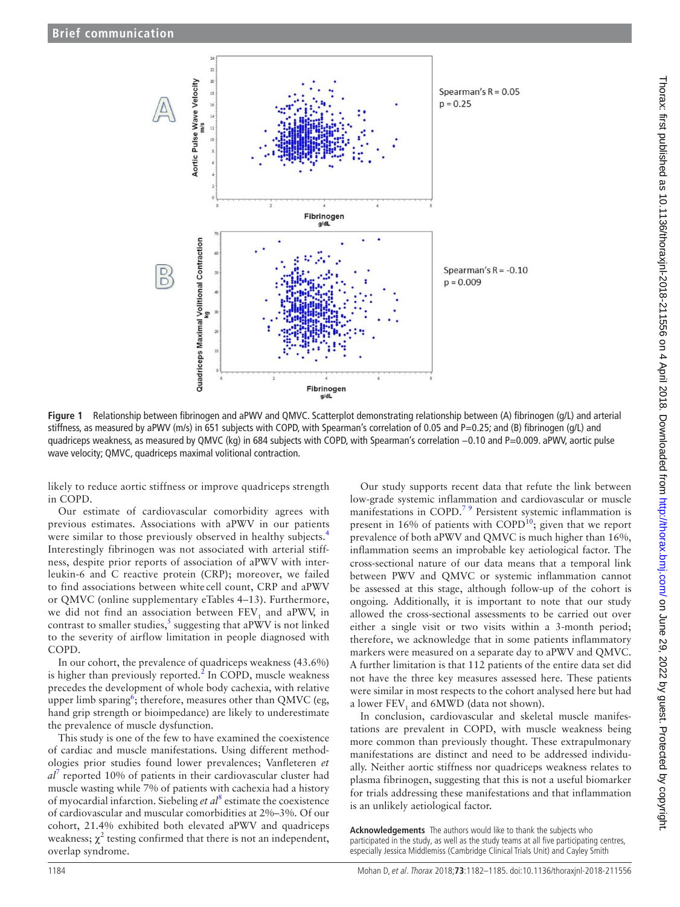**Figure 1** Relationship between fibrinogen and aPWV and QMVC. Scatterplot demonstrating relationship between (A) fibrinogen (g/L) and arterial stiffness, as measured by aPWV (m/s) in 651 subjects with COPD, with Spearman's correlation of 0.05 and P=0.25; and (B) fibrinogen (g/L) and quadriceps weakness, as measured by QMVC (kg) in 684 subjects with COPD, with Spearman's correlation −0.10 and P=0.009. aPWV, aortic pulse wave velocity; QMVC, quadriceps maximal volitional contraction.

likely to reduce aortic stiffness or improve quadriceps strength in COPD.

Our estimate of cardiovascular comorbidity agrees with previous estimates. Associations with aPWV in our patients were similar to those previously observed in healthy subjects.[4] Interestingly fibrinogen was not associated with arterial stiffness, despite prior reports of association of aPWV with interleukin-6 and C reactive protein (CRP); moreover, we failed to find associations between white cell count, CRP and aPWV or QMVC (online supplementary eTables 4–13). Furthermore, we did not find an association between $FEV_1$ and aPWV, in contrast to smaller studies,[5] suggesting that aPWV is not linked to the severity of airflow limitation in people diagnosed with COPD.

In our cohort, the prevalence of quadriceps weakness (43.6%) is higher than previously reported.[2] In COPD, muscle weakness precedes the development of whole body cachexia, with relative upper limb sparing[6]; therefore, measures other than QMVC (eg, hand grip strength or bioimpedance) are likely to underestimate the prevalence of muscle dysfunction.

This study is one of the few to have examined the coexistence of cardiac and muscle manifestations. Using different methodologies prior studies found lower prevalences; Vanfleteren *et al*[7] reported 10% of patients in their cardiovascular cluster had muscle wasting while 7% of patients with cachexia had a history of myocardial infarction. Siebeling *et al*[8] estimate the coexistence of cardiovascular and muscular comorbidities at 2%–3%. Of our cohort, 21.4% exhibited both elevated aPWV and quadriceps weakness; $\chi^2$ testing confirmed that there is not an independent, overlap syndrome.

Our study supports recent data that refute the link between low-grade systemic inflammation and cardiovascular or muscle manifestations in COPD.[7,9] Persistent systemic inflammation is present in 16% of patients with COPD[10]; given that we report prevalence of both aPWV and QMVC is much higher than 16%, inflammation seems an improbable key aetiological factor. The cross-sectional nature of our data means that a temporal link between PWV and QMVC or systemic inflammation cannot be assessed at this stage, although follow-up of the cohort is ongoing. Additionally, it is important to note that our study allowed the cross-sectional assessments to be carried out over either a single visit or two visits within a 3-month period; therefore, we acknowledge that in some patients inflammatory markers were measured on a separate day to aPWV and QMVC. A further limitation is that 112 patients of the entire data set did not have the three key measures assessed here. These patients were similar in most respects to the cohort analysed here but had a lower $FEV_1$ and 6MWD (data not shown).

In conclusion, cardiovascular and skeletal muscle manifestations are prevalent in COPD, with muscle weakness being more common than previously thought. These extrapulmonary manifestations are distinct and need to be addressed individually. Neither aortic stiffness nor quadriceps weakness relates to plasma fibrinogen, suggesting that this is not a useful biomarker for trials addressing these manifestations and that inflammation is an unlikely aetiological factor.

**Acknowledgements** The authors would like to thank the subjects who participated in the study, as well as the study teams at all five participating centres, especially Jessica Middlemiss (Cambridge Clinical Trials Unit) and Cayley Smith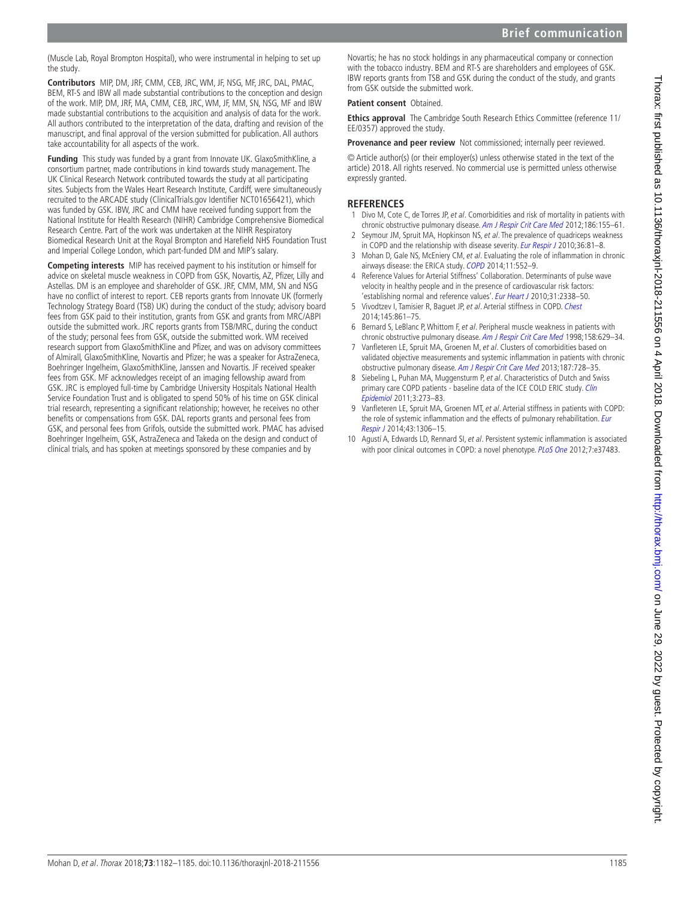(Muscle Lab, Royal Brompton Hospital), who were instrumental in helping to set up the study.

**Contributors** MIP, DM, JRF, CMM, CEB, JRC, WM, JF, NSG, MF, JRC, DAL, PMAC, BEM, RT-S and IBW all made substantial contributions to the conception and design of the work. MIP, DM, JRF, MA, CMM, CEB, JRC, WM, JF, MM, SN, NSG, MF and IBW made substantial contributions to the acquisition and analysis of data for the work. All authors contributed to the interpretation of the data, drafting and revision of the manuscript, and final approval of the version submitted for publication. All authors take accountability for all aspects of the work.

**Funding** This study was funded by a grant from Innovate UK. GlaxoSmithKline, a consortium partner, made contributions in kind towards study management. The UK Clinical Research Network contributed towards the study at all participating sites. Subjects from the Wales Heart Research Institute, Cardiff, were simultaneously recruited to the ARCADE study (ClinicalTrials.gov Identifier NCT01656421), which was funded by GSK. IBW, JRC and CMM have received funding support from the National Institute for Health Research (NIHR) Cambridge Comprehensive Biomedical Research Centre. Part of the work was undertaken at the NIHR Respiratory Biomedical Research Unit at the Royal Brompton and Harefield NHS Foundation Trust and Imperial College London, which part-funded DM and MIP's salary.

**Competing interests** MIP has received payment to his institution or himself for advice on skeletal muscle weakness in COPD from GSK, Novartis, AZ, Pfizer, Lilly and Astellas. DM is an employee and shareholder of GSK. JRF, CMM, MM, SN and NSG have no conflict of interest to report. CEB reports grants from Innovate UK (formerly Technology Strategy Board (TSB) UK) during the conduct of the study; advisory board fees from GSK paid to their institution, grants from GSK and grants from MRC/ABPI outside the submitted work. JRC reports grants from TSB/MRC, during the conduct of the study; personal fees from GSK, outside the submitted work. WM received research support from GlaxoSmithKline and Pfizer, and was on advisory committees of Almirall, GlaxoSmithKline, Novartis and Pfizer; he was a speaker for AstraZeneca, Boehringer Ingelheim, GlaxoSmithKline, Janssen and Novartis. JF received speaker fees from GSK. MF acknowledges receipt of an imaging fellowship award from GSK. JRC is employed full-time by Cambridge University Hospitals National Health Service Foundation Trust and is obligated to spend 50% of his time on GSK clinical trial research, representing a significant relationship; however, he receives no other benefits or compensations from GSK. DAL reports grants and personal fees from GSK, and personal fees from Grifols, outside the submitted work. PMAC has advised Boehringer Ingelheim, GSK, AstraZeneca and Takeda on the design and conduct of clinical trials, and has spoken at meetings sponsored by these companies and by Novartis; he has no stock holdings in any pharmaceutical company or connection with the tobacco industry. BEM and RT-S are shareholders and employees of GSK. IBW reports grants from TSB and GSK during the conduct of the study, and grants from GSK outside the submitted work.

**Patient consent** Obtained.

**Ethics approval** The Cambridge South Research Ethics Committee (reference 11/EE/0357) approved the study.

**Provenance and peer review** Not commissioned; internally peer reviewed.

© Article author(s) (or their employer(s) unless otherwise stated in the text of the article) 2018. All rights reserved. No commercial use is permitted unless otherwise expressly granted.

## REFERENCES

1. Divo M, Cote C, de Torres JP, *et al*. Comorbidities and risk of mortality in patients with chronic obstructive pulmonary disease. *Am J Respir Crit Care Med* 2012;186:155–61.
2. Seymour JM, Spruit MA, Hopkinson NS, *et al*. The prevalence of quadriceps weakness in COPD and the relationship with disease severity. *Eur Respir J* 2010;36:81–8.
3. Mohan D, Gale NS, McEniery CM, *et al*. Evaluating the role of inflammation in chronic airways disease: the ERICA study. *COPD* 2014;11:552–9.
4. Reference Values for Arterial Stiffness' Collaboration. Determinants of pulse wave velocity in healthy people and in the presence of cardiovascular risk factors: 'establishing normal and reference values'. *Eur Heart J* 2010;31:2338–50.
5. Vivodtzev I, Tamisier R, Baguet JP, *et al*. Arterial stiffness in COPD. *Chest* 2014;145:861–75.
6. Bernard S, LeBlanc P, Whittom F, *et al*. Peripheral muscle weakness in patients with chronic obstructive pulmonary disease. *Am J Respir Crit Care Med* 1998;158:629–34.
7. Vanfleteren LE, Spruit MA, Groenen M, *et al*. Clusters of comorbidities based on validated objective measurements and systemic inflammation in patients with chronic obstructive pulmonary disease. *Am J Respir Crit Care Med* 2013;187:728–35.
8. Siebeling L, Puhan MA, Muggensturm P, *et al*. Characteristics of Dutch and Swiss primary care COPD patients - baseline data of the ICE COLD ERIC study. *Clin Epidemiol* 2011;3:273–83.
9. Vanfleteren LE, Spruit MA, Groenen MT, *et al*. Arterial stiffness in patients with COPD: the role of systemic inflammation and the effects of pulmonary rehabilitation. *Eur Respir J* 2014;43:1306–15.
10. Agustí A, Edwards LD, Rennard SI, *et al*. Persistent systemic inflammation is associated with poor clinical outcomes in COPD: a novel phenotype. *PLoS One* 2012;7:e37483.